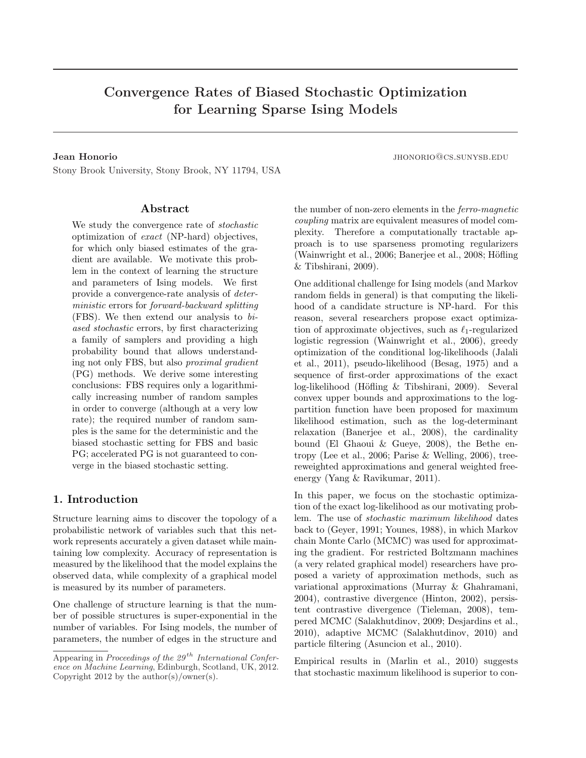# Convergence Rates of Biased Stochastic Optimization for Learning Sparse Ising Models

**Jean Honorio** JHONORIO@CS.SUNYSB.EDU

Stony Brook University, Stony Brook, NY 11794, USA

## Abstract

We study the convergence rate of *stochastic* optimization of *exact* (NP-hard) objectives, for which only biased estimates of the gradient are available. We motivate this problem in the context of learning the structure and parameters of Ising models. We first provide a convergence-rate analysis of *deterministic* errors for *forward-backward splitting* (FBS). We then extend our analysis to *biased stochastic* errors, by first characterizing a family of samplers and providing a high probability bound that allows understanding not only FBS, but also *proximal gradient* (PG) methods. We derive some interesting conclusions: FBS requires only a logarithmically increasing number of random samples in order to converge (although at a very low rate); the required number of random samples is the same for the deterministic and the biased stochastic setting for FBS and basic PG; accelerated PG is not guaranteed to converge in the biased stochastic setting.

## 1. Introduction

Structure learning aims to discover the topology of a probabilistic network of variables such that this network represents accurately a given dataset while maintaining low complexity. Accuracy of representation is measured by the likelihood that the model explains the observed data, while complexity of a graphical model is measured by its number of parameters.

One challenge of structure learning is that the number of possible structures is super-exponential in the number of variables. For Ising models, the number of parameters, the number of edges in the structure and the number of non-zero elements in the *ferro-magnetic coupling* matrix are equivalent measures of model complexity. Therefore a computationally tractable approach is to use sparseness promoting regularizers (Wainwright et al., 2006; Banerjee et al., 2008; Höfling & Tibshirani, 2009).

One additional challenge for Ising models (and Markov random fields in general) is that computing the likelihood of a candidate structure is NP-hard. For this reason, several researchers propose exact optimization of approximate objectives, such as $\ell_1$-regularized logistic regression (Wainwright et al., 2006), greedy optimization of the conditional log-likelihoods (Jalali et al., 2011), pseudo-likelihood (Besag, 1975) and a sequence of first-order approximations of the exact log-likelihood (Höfling & Tibshirani, 2009). Several convex upper bounds and approximations to the log-partition function have been proposed for maximum likelihood estimation, such as the log-determinant relaxation (Banerjee et al., 2008), the cardinality bound (El Ghaoui & Gueye, 2008), the Bethe entropy (Lee et al., 2006; Parise & Welling, 2006), tree-reweighted approximations and general weighted free-energy (Yang & Ravikumar, 2011).

In this paper, we focus on the stochastic optimization of the exact log-likelihood as our motivating problem. The use of *stochastic maximum likelihood* dates back to (Geyer, 1991; Younes, 1988), in which Markov chain Monte Carlo (MCMC) was used for approximating the gradient. For restricted Boltzmann machines (a very related graphical model) researchers have proposed a variety of approximation methods, such as variational approximations (Murray & Ghahramani, 2004), contrastive divergence (Hinton, 2002), persistent contrastive divergence (Tieleman, 2008), tempered MCMC (Salakhutdinov, 2009; Desjardins et al., 2010), adaptive MCMC (Salakhutdinov, 2010) and particle filtering (Asuncion et al., 2010).

Empirical results in (Marlin et al., 2010) suggests that stochastic maximum likelihood is superior to con-

Appearing in *Proceedings of the 29th International Conference on Machine Learning*, Edinburgh, Scotland, UK, 2012. Copyright 2012 by the author(s)/owner(s).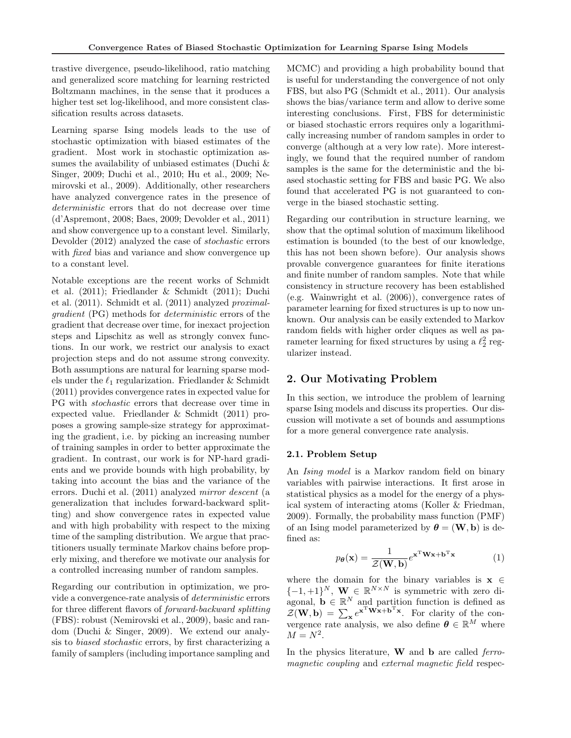trastive divergence, pseudo-likelihood, ratio matching and generalized score matching for learning restricted Boltzmann machines, in the sense that it produces a higher test set log-likelihood, and more consistent classification results across datasets.

Learning sparse Ising models leads to the use of stochastic optimization with biased estimates of the gradient. Most work in stochastic optimization assumes the availability of unbiased estimates (Duchi & Singer, 2009; Duchi et al., 2010; Hu et al., 2009; Nemirovski et al., 2009). Additionally, other researchers have analyzed convergence rates in the presence of *deterministic* errors that do not decrease over time (d'Aspremont, 2008; Baes, 2009; Devolder et al., 2011) and show convergence up to a constant level. Similarly, Devolder (2012) analyzed the case of *stochastic* errors with *fixed* bias and variance and show convergence up to a constant level.

Notable exceptions are the recent works of Schmidt et al. (2011); Friedlander & Schmidt (2011); Duchi et al. (2011). Schmidt et al. (2011) analyzed *proximal-gradient* (PG) methods for *deterministic* errors of the gradient that decrease over time, for inexact projection steps and Lipschitz as well as strongly convex functions. In our work, we restrict our analysis to exact projection steps and do not assume strong convexity. Both assumptions are natural for learning sparse models under the $\ell_1$ regularization. Friedlander & Schmidt (2011) provides convergence rates in expected value for PG with *stochastic* errors that decrease over time in expected value. Friedlander & Schmidt (2011) proposes a growing sample-size strategy for approximating the gradient, i.e. by picking an increasing number of training samples in order to better approximate the gradient. In contrast, our work is for NP-hard gradients and we provide bounds with high probability, by taking into account the bias and the variance of the errors. Duchi et al. (2011) analyzed *mirror descent* (a generalization that includes forward-backward splitting) and show convergence rates in expected value and with high probability with respect to the mixing time of the sampling distribution. We argue that practitioners usually terminate Markov chains before properly mixing, and therefore we motivate our analysis for a controlled increasing number of random samples.

Regarding our contribution in optimization, we provide a convergence-rate analysis of *deterministic* errors for three different flavors of *forward-backward splitting* (FBS): robust (Nemirovski et al., 2009), basic and random (Duchi & Singer, 2009). We extend our analysis to *biased stochastic* errors, by first characterizing a family of samplers (including importance sampling and MCMC) and providing a high probability bound that is useful for understanding the convergence of not only FBS, but also PG (Schmidt et al., 2011). Our analysis shows the bias/variance term and allow to derive some interesting conclusions. First, FBS for deterministic or biased stochastic errors requires only a logarithmically increasing number of random samples in order to converge (although at a very low rate). More interestingly, we found that the required number of random samples is the same for the deterministic and the biased stochastic setting for FBS and basic PG. We also found that accelerated PG is not guaranteed to converge in the biased stochastic setting.

Regarding our contribution in structure learning, we show that the optimal solution of maximum likelihood estimation is bounded (to the best of our knowledge, this has not been shown before). Our analysis shows provable convergence guarantees for finite iterations and finite number of random samples. Note that while consistency in structure recovery has been established (e.g. Wainwright et al. (2006)), convergence rates of parameter learning for fixed structures is up to now unknown. Our analysis can be easily extended to Markov random fields with higher order cliques as well as parameter learning for fixed structures by using a $\ell_2^2$ regularizer instead.

## 2. Our Motivating Problem

In this section, we introduce the problem of learning sparse Ising models and discuss its properties. Our discussion will motivate a set of bounds and assumptions for a more general convergence rate analysis.

### 2.1. Problem Setup

An *Ising model* is a Markov random field on binary variables with pairwise interactions. It first arose in statistical physics as a model for the energy of a physical system of interacting atoms (Koller & Friedman, 2009). Formally, the probability mass function (PMF) of an Ising model parameterized by $\boldsymbol{\theta} = (\mathbf{W}, \mathbf{b})$ is defined as:

$$p_{\boldsymbol{\theta}}(\mathbf{x}) = \frac{1}{\mathcal{Z}(\mathbf{W}, \mathbf{b})} e^{\mathbf{x}^{\mathrm{T}}\mathbf{W}\mathbf{x} + \mathbf{b}^{\mathrm{T}}\mathbf{x}} \tag{1}$$

where the domain for the binary variables is $\mathbf{x} \in \{-1, +1\}^N$, $\mathbf{W} \in \mathbb{R}^{N \times N}$ is symmetric with zero diagonal, $\mathbf{b} \in \mathbb{R}^N$ and partition function is defined as $\mathcal{Z}(\mathbf{W}, \mathbf{b}) = \sum_{\mathbf{x}} e^{\mathbf{x}^{\mathrm{T}}\mathbf{W}\mathbf{x} + \mathbf{b}^{\mathrm{T}}\mathbf{x}}$. For clarity of the convergence rate analysis, we also define $\boldsymbol{\theta} \in \mathbb{R}^M$ where $M = N^2$.

In the physics literature, $\mathbf{W}$ and $\mathbf{b}$ are called *ferromagnetic coupling* and *external magnetic field* respec-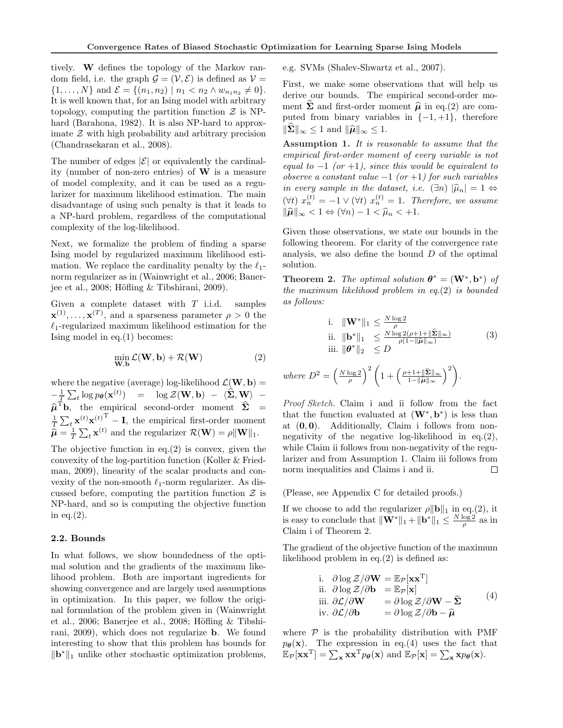tively. $\mathbf{W}$ defines the topology of the Markov random field, i.e. the graph $\mathcal{G} = (\mathcal{V}, \mathcal{E})$ is defined as $\mathcal{V} = \{1, \dots, N\}$ and $\mathcal{E} = \{(n_1, n_2) \mid n_1 < n_2 \wedge w_{n_1 n_2} \neq 0\}$. It is well known that, for an Ising model with arbitrary topology, computing the partition function $\mathcal{Z}$ is NP-hard (Barahona, 1982). It is also NP-hard to approximate $\mathcal{Z}$ with high probability and arbitrary precision (Chandrasekaran et al., 2008).

The number of edges $|\mathcal{E}|$ or equivalently the cardinality (number of non-zero entries) of $\mathbf{W}$ is a measure of model complexity, and it can be used as a regularizer for maximum likelihood estimation. The main disadvantage of using such penalty is that it leads to a NP-hard problem, regardless of the computational complexity of the log-likelihood.

Next, we formalize the problem of finding a sparse Ising model by regularized maximum likelihood estimation. We replace the cardinality penalty by the $\ell_1$-norm regularizer as in (Wainwright et al., 2006; Banerjee et al., 2008; Höfling & Tibshirani, 2009).

Given a complete dataset with $T$ i.i.d. samples $\mathbf{x}^{(1)}, \dots, \mathbf{x}^{(T)}$, and a sparseness parameter $\rho > 0$ the $\ell_1$-regularized maximum likelihood estimation for the Ising model in eq.(1) becomes:

$$\min_{\mathbf{W}, \mathbf{b}} \mathcal{L}(\mathbf{W}, \mathbf{b}) + \mathcal{R}(\mathbf{W}) \tag{2}$$

where the negative (average) log-likelihood $\mathcal{L}(\mathbf{W}, \mathbf{b}) = -\frac{1}{T}\sum_t \log p_{\boldsymbol{\theta}}(\mathbf{x}^{(t)}) = \log \mathcal{Z}(\mathbf{W}, \mathbf{b}) - \langle \widehat{\boldsymbol{\Sigma}}, \mathbf{W} \rangle - \widehat{\boldsymbol{\mu}}^{\mathrm{T}}\mathbf{b}$, the empirical second-order moment $\widehat{\boldsymbol{\Sigma}} = \frac{1}{T}\sum_t \mathbf{x}^{(t)}\mathbf{x}^{(t)\mathrm{T}} - \mathbf{I}$, the empirical first-order moment $\widehat{\boldsymbol{\mu}} = \frac{1}{T}\sum_t \mathbf{x}^{(t)}$ and the regularizer $\mathcal{R}(\mathbf{W}) = \rho\|\mathbf{W}\|_1$.

The objective function in eq.(2) is convex, given the convexity of the log-partition function (Koller & Friedman, 2009), linearity of the scalar products and convexity of the non-smooth $\ell_1$-norm regularizer. As discussed before, computing the partition function $\mathcal{Z}$ is NP-hard, and so is computing the objective function in eq.(2).

### 2.2. Bounds

In what follows, we show boundedness of the optimal solution and the gradients of the maximum likelihood problem. Both are important ingredients for showing convergence and are largely used assumptions in optimization. In this paper, we follow the original formulation of the problem given in (Wainwright et al., 2006; Banerjee et al., 2008; Höfling & Tibshirani, 2009), which does not regularize $\mathbf{b}$. We found interesting to show that this problem has bounds for $\|\mathbf{b}^*\|_1$ unlike other stochastic optimization problems, e.g. SVMs (Shalev-Shwartz et al., 2007).

First, we make some observations that will help us derive our bounds. The empirical second-order moment $\widehat{\boldsymbol{\Sigma}}$ and first-order moment $\widehat{\boldsymbol{\mu}}$ in eq.(2) are computed from binary variables in $\{-1, +1\}$, therefore $\|\widehat{\boldsymbol{\Sigma}}\|_\infty \leq 1$ and $\|\widehat{\boldsymbol{\mu}}\|_\infty \leq 1$.

**Assumption 1.** *It is reasonable to assume that the empirical first-order moment of every variable is not equal to $-1$ (or $+1$), since this would be equivalent to observe a constant value $-1$ (or $+1$) for such variables in every sample in the dataset, i.e. $(\exists n)\ |\widehat{\mu}_n| = 1 \Leftrightarrow (\forall t)\ x_n^{(t)} = -1 \vee (\forall t)\ x_n^{(t)} = 1$. Therefore, we assume $\|\widehat{\boldsymbol{\mu}}\|_\infty < 1 \Leftrightarrow (\forall n) -1 < \widehat{\mu}_n < +1$.*

Given those observations, we state our bounds in the following theorem. For clarity of the convergence rate analysis, we also define the bound $D$ of the optimal solution.

**Theorem 2.** *The optimal solution $\boldsymbol{\theta}^* = (\mathbf{W}^*, \mathbf{b}^*)$ of the maximum likelihood problem in eq.(2) is bounded as follows:*

$$\begin{array}{ll} \text{i.} & \|\mathbf{W}^*\|_1 \leq \frac{N \log 2}{\rho} \\ \text{ii.} & \|\mathbf{b}^*\|_1 \leq \frac{N \log 2(\rho + 1 + \|\widehat{\boldsymbol{\Sigma}}\|_\infty)}{\rho(1 - \|\widehat{\boldsymbol{\mu}}\|_\infty)} \\ \text{iii.} & \|\boldsymbol{\theta}^*\|_2 \leq D \end{array} \tag{3}$$

*where* $D^2 = \left(\frac{N \log 2}{\rho}\right)^2 \left(1 + \left(\frac{\rho + 1 + \|\widehat{\boldsymbol{\Sigma}}\|_\infty}{1 - \|\widehat{\boldsymbol{\mu}}\|_\infty}\right)^2\right)$.

*Proof Sketch.* Claim i and ii follow from the fact that the function evaluated at $(\mathbf{W}^*, \mathbf{b}^*)$ is less than at $(\mathbf{0}, \mathbf{0})$. Additionally, Claim i follows from non-negativity of the negative log-likelihood in eq.(2), while Claim ii follows from non-negativity of the regularizer and from Assumption 1. Claim iii follows from norm inequalities and Claims i and ii. □

(Please, see Appendix C for detailed proofs.)

If we choose to add the regularizer $\rho\|\mathbf{b}\|_1$ in eq.(2), it is easy to conclude that $\|\mathbf{W}^*\|_1 + \|\mathbf{b}^*\|_1 \leq \frac{N \log 2}{\rho}$ as in Claim i of Theorem 2.

The gradient of the objective function of the maximum likelihood problem in eq.(2) is defined as:

$$\begin{array}{ll} \text{i.} & \partial \log \mathcal{Z}/\partial \mathbf{W} = \mathbb{E}_{\mathcal{P}}[\mathbf{x}\mathbf{x}^{\mathrm{T}}] \\ \text{ii.} & \partial \log \mathcal{Z}/\partial \mathbf{b} = \mathbb{E}_{\mathcal{P}}[\mathbf{x}] \\ \text{iii.} & \partial \mathcal{L}/\partial \mathbf{W} = \partial \log \mathcal{Z}/\partial \mathbf{W} - \widehat{\boldsymbol{\Sigma}} \\ \text{iv.} & \partial \mathcal{L}/\partial \mathbf{b} = \partial \log \mathcal{Z}/\partial \mathbf{b} - \widehat{\boldsymbol{\mu}} \end{array} \tag{4}$$

where $\mathcal{P}$ is the probability distribution with PMF $p_{\boldsymbol{\theta}}(\mathbf{x})$. The expression in eq.(4) uses the fact that $\mathbb{E}_{\mathcal{P}}[\mathbf{x}\mathbf{x}^{\mathrm{T}}] = \sum_{\mathbf{x}} \mathbf{x}\mathbf{x}^{\mathrm{T}} p_{\boldsymbol{\theta}}(\mathbf{x})$ and $\mathbb{E}_{\mathcal{P}}[\mathbf{x}] = \sum_{\mathbf{x}} \mathbf{x} p_{\boldsymbol{\theta}}(\mathbf{x})$.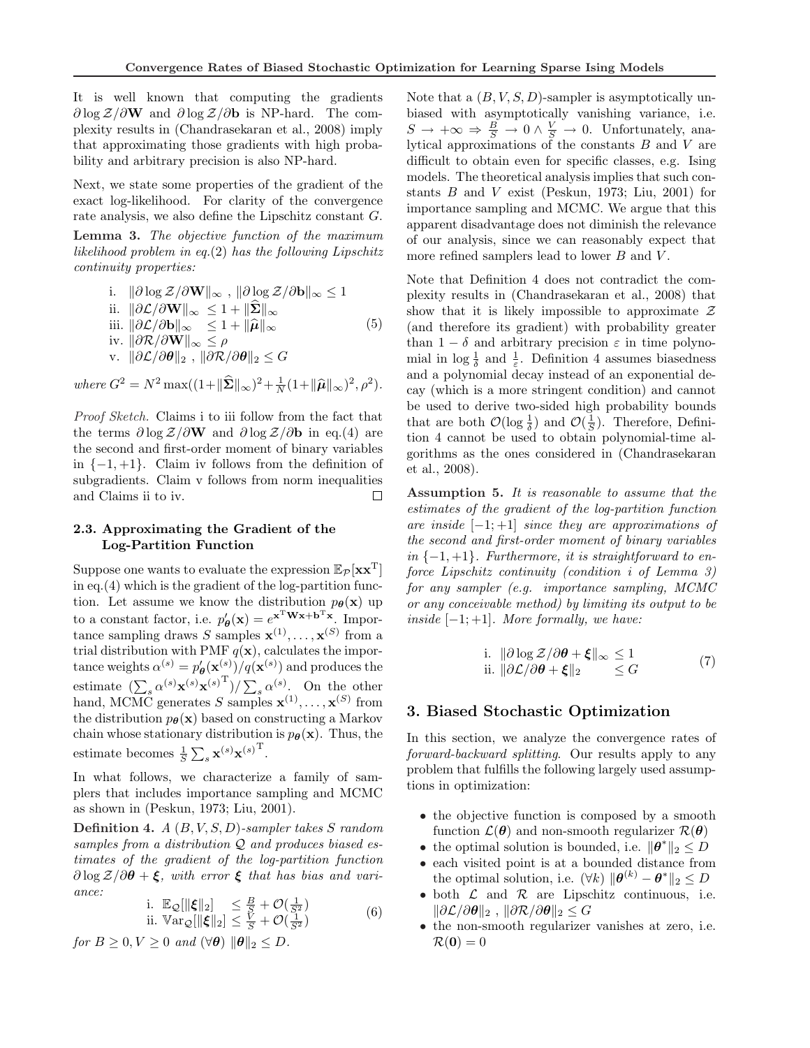It is well known that computing the gradients $\partial \log \mathcal{Z}/\partial \mathbf{W}$ and $\partial \log \mathcal{Z}/\partial \mathbf{b}$ is NP-hard. The complexity results in (Chandrasekaran et al., 2008) imply that approximating those gradients with high probability and arbitrary precision is also NP-hard.

Next, we state some properties of the gradient of the exact log-likelihood. For clarity of the convergence rate analysis, we also define the Lipschitz constant $G$.

**Lemma 3.** *The objective function of the maximum likelihood problem in eq.(2) has the following Lipschitz continuity properties:*

$$
\begin{array}{ll}
\text{i.} & \|\partial \log \mathcal{Z}/\partial \mathbf{W}\|_\infty \ , \ \|\partial \log \mathcal{Z}/\partial \mathbf{b}\|_\infty \leq 1 \\
\text{ii.} & \|\partial \mathcal{L}/\partial \mathbf{W}\|_\infty \ \leq 1 + \|\widehat{\mathbf{\Sigma}}\|_\infty \\
\text{iii.} & \|\partial \mathcal{L}/\partial \mathbf{b}\|_\infty \ \ \leq 1 + \|\widehat{\boldsymbol{\mu}}\|_\infty \\
\text{iv.} & \|\partial \mathcal{R}/\partial \mathbf{W}\|_\infty \leq \rho \\
\text{v.} & \|\partial \mathcal{L}/\partial \boldsymbol{\theta}\|_2 \ , \ \|\partial \mathcal{R}/\partial \boldsymbol{\theta}\|_2 \leq G
\end{array}
\tag{5}
$$

*where* $G^2 = N^2 \max((1+\|\widehat{\mathbf{\Sigma}}\|_\infty)^2 + \frac{1}{N}(1+\|\widehat{\boldsymbol{\mu}}\|_\infty)^2, \rho^2)$.

*Proof Sketch.* Claims i to iii follow from the fact that the terms $\partial \log \mathcal{Z}/\partial \mathbf{W}$ and $\partial \log \mathcal{Z}/\partial \mathbf{b}$ in eq.(4) are the second and first-order moment of binary variables in $\{-1, +1\}$. Claim iv follows from the definition of subgradients. Claim v follows from norm inequalities and Claims ii to iv. □

### 2.3. Approximating the Gradient of the Log-Partition Function

Suppose one wants to evaluate the expression $\mathbb{E}_\mathcal{P}[\mathbf{x}\mathbf{x}^\mathrm{T}]$ in eq.(4) which is the gradient of the log-partition function. Let assume we know the distribution $p_{\boldsymbol{\theta}}(\mathbf{x})$ up to a constant factor, i.e. $p'_{\boldsymbol{\theta}}(\mathbf{x}) = e^{\mathbf{x}^\mathrm{T}\mathbf{W}\mathbf{x} + \mathbf{b}^\mathrm{T}\mathbf{x}}$. Importance sampling draws $S$ samples $\mathbf{x}^{(1)}, \ldots, \mathbf{x}^{(S)}$ from a trial distribution with PMF $q(\mathbf{x})$, calculates the importance weights $\alpha^{(s)} = p'_{\boldsymbol{\theta}}(\mathbf{x}^{(s)})/q(\mathbf{x}^{(s)})$ and produces the estimate $(\sum_s \alpha^{(s)}\mathbf{x}^{(s)}\mathbf{x}^{(s)\mathrm{T}})/\sum_s \alpha^{(s)}$. On the other hand, MCMC generates $S$ samples $\mathbf{x}^{(1)}, \ldots, \mathbf{x}^{(S)}$ from the distribution $p_{\boldsymbol{\theta}}(\mathbf{x})$ based on constructing a Markov chain whose stationary distribution is $p_{\boldsymbol{\theta}}(\mathbf{x})$. Thus, the estimate becomes $\frac{1}{S}\sum_s \mathbf{x}^{(s)}\mathbf{x}^{(s)\mathrm{T}}$.

In what follows, we characterize a family of samplers that includes importance sampling and MCMC as shown in (Peskun, 1973; Liu, 2001).

**Definition 4.** *A $(B, V, S, D)$-sampler takes $S$ random samples from a distribution $\mathcal{Q}$ and produces biased estimates of the gradient of the log-partition function $\partial \log \mathcal{Z}/\partial \boldsymbol{\theta} + \boldsymbol{\xi}$, with error $\boldsymbol{\xi}$ that has bias and variance:*

$$
\begin{array}{ll}
\text{i.} & \mathbb{E}_\mathcal{Q}[\|\boldsymbol{\xi}\|_2] \quad \leq \frac{B}{S} + \mathcal{O}(\frac{1}{S^2}) \\
\text{ii.} & \mathbb{V}\mathrm{ar}_\mathcal{Q}[\|\boldsymbol{\xi}\|_2] \leq \frac{V}{S} + \mathcal{O}(\frac{1}{S^2})
\end{array}
\tag{6}
$$

*for $B \geq 0, V \geq 0$ and $(\forall \boldsymbol{\theta})$ $\|\boldsymbol{\theta}\|_2 \leq D$.*

Note that a $(B, V, S, D)$-sampler is asymptotically unbiased with asymptotically vanishing variance, i.e. $S \to +\infty \Rightarrow \frac{B}{S} \to 0 \wedge \frac{V}{S} \to 0$. Unfortunately, analytical approximations of the constants $B$ and $V$ are difficult to obtain even for specific classes, e.g. Ising models. The theoretical analysis implies that such constants $B$ and $V$ exist (Peskun, 1973; Liu, 2001) for importance sampling and MCMC. We argue that this apparent disadvantage does not diminish the relevance of our analysis, since we can reasonably expect that more refined samplers lead to lower $B$ and $V$.

Note that Definition 4 does not contradict the complexity results in (Chandrasekaran et al., 2008) that show that it is likely impossible to approximate $\mathcal{Z}$ (and therefore its gradient) with probability greater than $1 - \delta$ and arbitrary precision $\varepsilon$ in time polynomial in $\log \frac{1}{\delta}$ and $\frac{1}{\varepsilon}$. Definition 4 assumes biasedness and a polynomial decay instead of an exponential decay (which is a more stringent condition) and cannot be used to derive two-sided high probability bounds that are both $\mathcal{O}(\log \frac{1}{\delta})$ and $\mathcal{O}(\frac{1}{S})$. Therefore, Definition 4 cannot be used to obtain polynomial-time algorithms as the ones considered in (Chandrasekaran et al., 2008).

**Assumption 5.** *It is reasonable to assume that the estimates of the gradient of the log-partition function are inside $[-1; +1]$ since they are approximations of the second and first-order moment of binary variables in $\{-1, +1\}$. Furthermore, it is straightforward to enforce Lipschitz continuity (condition i of Lemma 3) for any sampler (e.g. importance sampling, MCMC or any conceivable method) by limiting its output to be inside $[-1; +1]$. More formally, we have:*

$$
\begin{array}{ll}
\text{i.} & \|\partial \log \mathcal{Z}/\partial \boldsymbol{\theta} + \boldsymbol{\xi}\|_\infty \leq 1 \\
\text{ii.} & \|\partial \mathcal{L}/\partial \boldsymbol{\theta} + \boldsymbol{\xi}\|_2 \qquad \leq G
\end{array}
\tag{7}
$$

## 3. Biased Stochastic Optimization

In this section, we analyze the convergence rates of *forward-backward splitting*. Our results apply to any problem that fulfills the following largely used assumptions in optimization:

- the objective function is composed by a smooth function $\mathcal{L}(\boldsymbol{\theta})$ and non-smooth regularizer $\mathcal{R}(\boldsymbol{\theta})$
- the optimal solution is bounded, i.e. $\|\boldsymbol{\theta}^*\|_2 \leq D$
- each visited point is at a bounded distance from the optimal solution, i.e. $(\forall k)$ $\|\boldsymbol{\theta}^{(k)} - \boldsymbol{\theta}^*\|_2 \leq D$
- both $\mathcal{L}$ and $\mathcal{R}$ are Lipschitz continuous, i.e. $\|\partial \mathcal{L}/\partial \boldsymbol{\theta}\|_2$ , $\|\partial \mathcal{R}/\partial \boldsymbol{\theta}\|_2 \leq G$
- the non-smooth regularizer vanishes at zero, i.e. $\mathcal{R}(\mathbf{0}) = 0$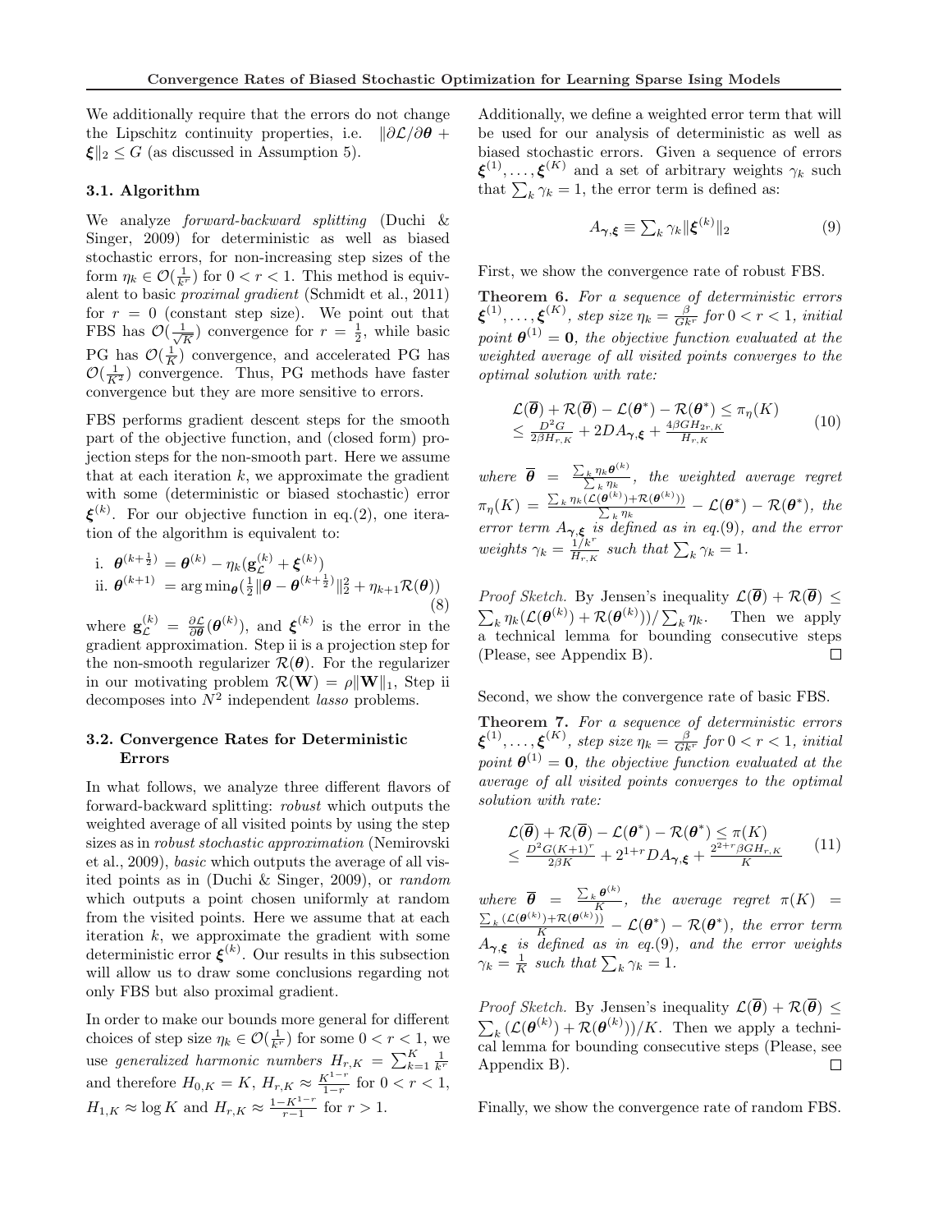We additionally require that the errors do not change the Lipschitz continuity properties, i.e. $\|\partial\mathcal{L}/\partial\boldsymbol{\theta} + \boldsymbol{\xi}\|_2 \leq G$ (as discussed in Assumption 5).

### 3.1. Algorithm

We analyze *forward-backward splitting* (Duchi & Singer, 2009) for deterministic as well as biased stochastic errors, for non-increasing step sizes of the form $\eta_k \in \mathcal{O}(\frac{1}{k^r})$ for $0 < r < 1$. This method is equivalent to basic *proximal gradient* (Schmidt et al., 2011) for $r = 0$ (constant step size). We point out that FBS has $\mathcal{O}(\frac{1}{\sqrt{K}})$ convergence for $r = \frac{1}{2}$, while basic PG has $\mathcal{O}(\frac{1}{K})$ convergence, and accelerated PG has $\mathcal{O}(\frac{1}{K^2})$ convergence. Thus, PG methods have faster convergence but they are more sensitive to errors.

FBS performs gradient descent steps for the smooth part of the objective function, and (closed form) projection steps for the non-smooth part. Here we assume that at each iteration $k$, we approximate the gradient with some (deterministic or biased stochastic) error $\boldsymbol{\xi}^{(k)}$. For our objective function in eq.(2), one iteration of the algorithm is equivalent to:

$$
\begin{aligned}
&\text{i. } \boldsymbol{\theta}^{(k+\frac{1}{2})} = \boldsymbol{\theta}^{(k)} - \eta_k(\mathbf{g}_{\mathcal{L}}^{(k)} + \boldsymbol{\xi}^{(k)}) \\
&\text{ii. } \boldsymbol{\theta}^{(k+1)} = \arg\min_{\boldsymbol{\theta}}(\tfrac{1}{2}\|\boldsymbol{\theta} - \boldsymbol{\theta}^{(k+\frac{1}{2})}\|_2^2 + \eta_{k+1}\mathcal{R}(\boldsymbol{\theta}))
\end{aligned} \tag{8}
$$

where $\mathbf{g}_{\mathcal{L}}^{(k)} = \frac{\partial\mathcal{L}}{\partial\boldsymbol{\theta}}(\boldsymbol{\theta}^{(k)})$, and $\boldsymbol{\xi}^{(k)}$ is the error in the gradient approximation. Step ii is a projection step for the non-smooth regularizer $\mathcal{R}(\boldsymbol{\theta})$. For the regularizer in our motivating problem $\mathcal{R}(\mathbf{W}) = \rho\|\mathbf{W}\|_1$, Step ii decomposes into $N^2$ independent *lasso* problems.

### 3.2. Convergence Rates for Deterministic Errors

In what follows, we analyze three different flavors of forward-backward splitting: *robust* which outputs the weighted average of all visited points by using the step sizes as in *robust stochastic approximation* (Nemirovski et al., 2009), *basic* which outputs the average of all visited points as in (Duchi & Singer, 2009), or *random* which outputs a point chosen uniformly at random from the visited points. Here we assume that at each iteration $k$, we approximate the gradient with some deterministic error $\boldsymbol{\xi}^{(k)}$. Our results in this subsection will allow us to draw some conclusions regarding not only FBS but also proximal gradient.

In order to make our bounds more general for different choices of step size $\eta_k \in \mathcal{O}(\frac{1}{k^r})$ for some $0 < r < 1$, we use *generalized harmonic numbers* $H_{r,K} = \sum_{k=1}^{K}\frac{1}{k^r}$ and therefore $H_{0,K} = K$, $H_{r,K} \approx \frac{K^{1-r}}{1-r}$ for $0 < r < 1$, $H_{1,K} \approx \log K$ and $H_{r,K} \approx \frac{1-K^{1-r}}{r-1}$ for $r > 1$.

Additionally, we define a weighted error term that will be used for our analysis of deterministic as well as biased stochastic errors. Given a sequence of errors $\boldsymbol{\xi}^{(1)}, \ldots, \boldsymbol{\xi}^{(K)}$ and a set of arbitrary weights $\gamma_k$ such that $\sum_k \gamma_k = 1$, the error term is defined as:

$$
A_{\boldsymbol{\gamma},\boldsymbol{\xi}} \equiv \textstyle\sum_k \gamma_k\|\boldsymbol{\xi}^{(k)}\|_2 \tag{9}
$$

First, we show the convergence rate of robust FBS.

**Theorem 6.** *For a sequence of deterministic errors $\boldsymbol{\xi}^{(1)}, \ldots, \boldsymbol{\xi}^{(K)}$, step size $\eta_k = \frac{\beta}{Gk^r}$ for $0 < r < 1$, initial point $\boldsymbol{\theta}^{(1)} = \mathbf{0}$, the objective function evaluated at the weighted average of all visited points converges to the optimal solution with rate:*

$$
\begin{aligned}
&\mathcal{L}(\overline{\boldsymbol{\theta}}) + \mathcal{R}(\overline{\boldsymbol{\theta}}) - \mathcal{L}(\boldsymbol{\theta}^*) - \mathcal{R}(\boldsymbol{\theta}^*) \leq \pi_\eta(K) \\
&\leq \tfrac{D^2G}{2\beta H_{r,K}} + 2DA_{\boldsymbol{\gamma},\boldsymbol{\xi}} + \tfrac{4\beta GH_{2r,K}}{H_{r,K}}
\end{aligned} \tag{10}
$$

*where $\overline{\boldsymbol{\theta}} = \frac{\sum_k \eta_k\boldsymbol{\theta}^{(k)}}{\sum_k \eta_k}$, the weighted average regret $\pi_\eta(K) = \frac{\sum_k \eta_k(\mathcal{L}(\boldsymbol{\theta}^{(k)}) + \mathcal{R}(\boldsymbol{\theta}^{(k)}))}{\sum_k \eta_k} - \mathcal{L}(\boldsymbol{\theta}^*) - \mathcal{R}(\boldsymbol{\theta}^*)$, the error term $A_{\boldsymbol{\gamma},\boldsymbol{\xi}}$ is defined as in eq.(9), and the error weights $\gamma_k = \frac{1/k^r}{H_{r,K}}$ such that $\sum_k \gamma_k = 1$.*

*Proof Sketch.* By Jensen's inequality $\mathcal{L}(\overline{\boldsymbol{\theta}}) + \mathcal{R}(\overline{\boldsymbol{\theta}}) \leq \sum_k \eta_k(\mathcal{L}(\boldsymbol{\theta}^{(k)}) + \mathcal{R}(\boldsymbol{\theta}^{(k)}))/\sum_k \eta_k$. Then we apply a technical lemma for bounding consecutive steps (Please, see Appendix B). ◻

Second, we show the convergence rate of basic FBS.

**Theorem 7.** *For a sequence of deterministic errors $\boldsymbol{\xi}^{(1)}, \ldots, \boldsymbol{\xi}^{(K)}$, step size $\eta_k = \frac{\beta}{Gk^r}$ for $0 < r < 1$, initial point $\boldsymbol{\theta}^{(1)} = \mathbf{0}$, the objective function evaluated at the average of all visited points converges to the optimal solution with rate:*

$$
\begin{aligned}
&\mathcal{L}(\overline{\boldsymbol{\theta}}) + \mathcal{R}(\overline{\boldsymbol{\theta}}) - \mathcal{L}(\boldsymbol{\theta}^*) - \mathcal{R}(\boldsymbol{\theta}^*) \leq \pi(K) \\
&\leq \tfrac{D^2G(K+1)^r}{2\beta K} + 2^{1+r}DA_{\boldsymbol{\gamma},\boldsymbol{\xi}} + \tfrac{2^{2+r}\beta GH_{r,K}}{K}
\end{aligned} \tag{11}
$$

*where $\overline{\boldsymbol{\theta}} = \frac{\sum_k \boldsymbol{\theta}^{(k)}}{K}$, the average regret $\pi(K) = \frac{\sum_k (\mathcal{L}(\boldsymbol{\theta}^{(k)}) + \mathcal{R}(\boldsymbol{\theta}^{(k)}))}{K} - \mathcal{L}(\boldsymbol{\theta}^*) - \mathcal{R}(\boldsymbol{\theta}^*)$, the error term $A_{\boldsymbol{\gamma},\boldsymbol{\xi}}$ is defined as in eq.(9), and the error weights $\gamma_k = \frac{1}{K}$ such that $\sum_k \gamma_k = 1$.*

*Proof Sketch.* By Jensen's inequality $\mathcal{L}(\overline{\boldsymbol{\theta}}) + \mathcal{R}(\overline{\boldsymbol{\theta}}) \leq \sum_k (\mathcal{L}(\boldsymbol{\theta}^{(k)}) + \mathcal{R}(\boldsymbol{\theta}^{(k)}))/K$. Then we apply a technical lemma for bounding consecutive steps (Please, see Appendix B). ◻

Finally, we show the convergence rate of random FBS.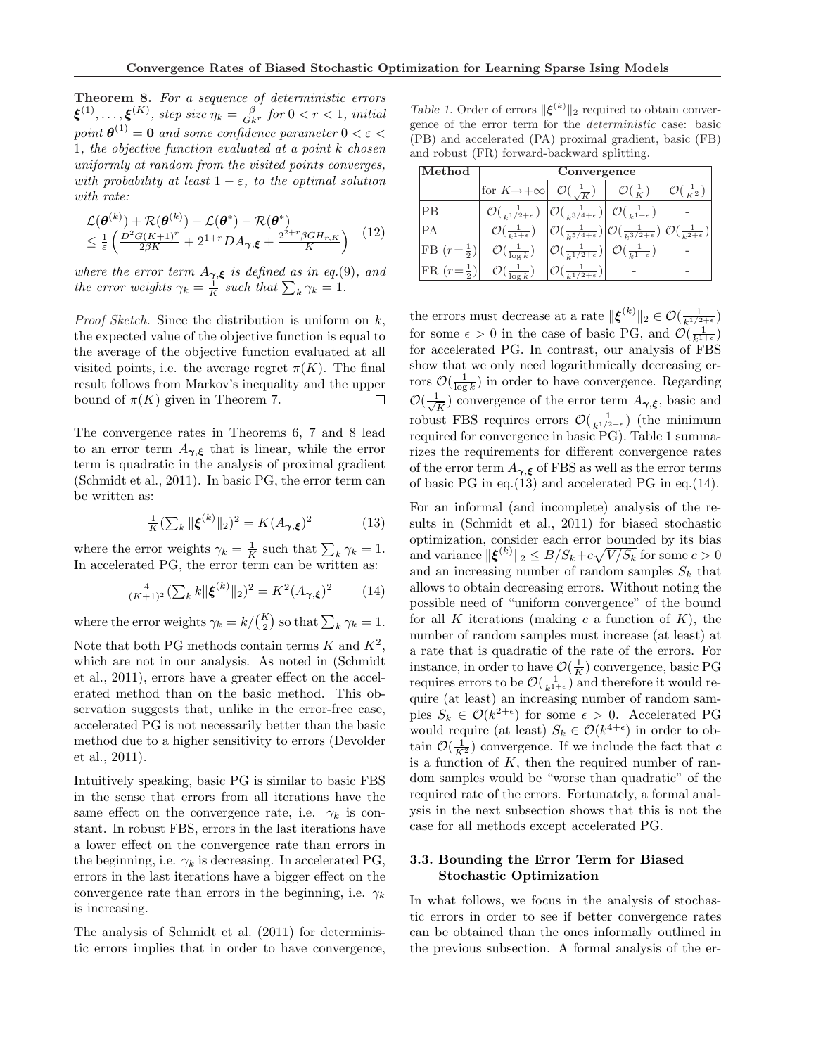**Theorem 8.** *For a sequence of deterministic errors $\boldsymbol{\xi}^{(1)}, \dots, \boldsymbol{\xi}^{(K)}$, step size $\eta_k = \frac{\beta}{Gk^r}$ for $0 < r < 1$, initial point $\boldsymbol{\theta}^{(1)} = \mathbf{0}$ and some confidence parameter $0 < \varepsilon < 1$, the objective function evaluated at a point $k$ chosen uniformly at random from the visited points converges, with probability at least $1 - \varepsilon$, to the optimal solution with rate:*

$$\begin{aligned} &\mathcal{L}(\boldsymbol{\theta}^{(k)}) + \mathcal{R}(\boldsymbol{\theta}^{(k)}) - \mathcal{L}(\boldsymbol{\theta}^*) - \mathcal{R}(\boldsymbol{\theta}^*) \\ &\leq \tfrac{1}{\varepsilon}\left(\tfrac{D^2 G (K+1)^r}{2\beta K} + 2^{1+r} D A_{\boldsymbol{\gamma},\boldsymbol{\xi}} + \tfrac{2^{2+r}\beta G H_{r,K}}{K}\right) \end{aligned} \quad (12)$$

*where the error term $A_{\boldsymbol{\gamma},\boldsymbol{\xi}}$ is defined as in eq.(9), and the error weights $\gamma_k = \frac{1}{K}$ such that $\sum_k \gamma_k = 1$.*

*Proof Sketch.* Since the distribution is uniform on $k$, the expected value of the objective function is equal to the average of the objective function evaluated at all visited points, i.e. the average regret $\pi(K)$. The final result follows from Markov's inequality and the upper bound of $\pi(K)$ given in Theorem 7. □

The convergence rates in Theorems 6, 7 and 8 lead to an error term $A_{\boldsymbol{\gamma},\boldsymbol{\xi}}$ that is linear, while the error term is quadratic in the analysis of proximal gradient (Schmidt et al., 2011). In basic PG, the error term can be written as:

$$\tfrac{1}{K}\left(\textstyle\sum_k \|\boldsymbol{\xi}^{(k)}\|_2\right)^2 = K (A_{\boldsymbol{\gamma},\boldsymbol{\xi}})^2 \quad (13)$$

where the error weights $\gamma_k = \frac{1}{K}$ such that $\sum_k \gamma_k = 1$. In accelerated PG, the error term can be written as:

$$\tfrac{4}{(K+1)^2}\left(\textstyle\sum_k k\|\boldsymbol{\xi}^{(k)}\|_2\right)^2 = K^2 (A_{\boldsymbol{\gamma},\boldsymbol{\xi}})^2 \quad (14)$$

where the error weights $\gamma_k = k/\binom{K}{2}$ so that $\sum_k \gamma_k = 1$.

Note that both PG methods contain terms $K$ and $K^2$, which are not in our analysis. As noted in (Schmidt et al., 2011), errors have a greater effect on the accelerated method than on the basic method. This observation suggests that, unlike in the error-free case, accelerated PG is not necessarily better than the basic method due to a higher sensitivity to errors (Devolder et al., 2011).

Intuitively speaking, basic PG is similar to basic FBS in the sense that errors from all iterations have the same effect on the convergence rate, i.e. $\gamma_k$ is constant. In robust FBS, errors in the last iterations have a lower effect on the convergence rate than errors in the beginning, i.e. $\gamma_k$ is decreasing. In accelerated PG, errors in the last iterations have a bigger effect on the convergence rate than errors in the beginning, i.e. $\gamma_k$ is increasing.

The analysis of Schmidt et al. (2011) for deterministic errors implies that in order to have convergence, the errors must decrease at a rate $\|\boldsymbol{\xi}^{(k)}\|_2 \in \mathcal{O}(\frac{1}{k^{1/2+\epsilon}})$ for some $\epsilon > 0$ in the case of basic PG, and $\mathcal{O}(\frac{1}{k^{1+\epsilon}})$ for accelerated PG. In contrast, our analysis of FBS show that we only need logarithmically decreasing errors $\mathcal{O}(\frac{1}{\log k})$ in order to have convergence. Regarding $\mathcal{O}(\frac{1}{\sqrt{K}})$ convergence of the error term $A_{\boldsymbol{\gamma},\boldsymbol{\xi}}$, basic and robust FBS requires errors $\mathcal{O}(\frac{1}{k^{1/2+\epsilon}})$ (the minimum required for convergence in basic PG). Table 1 summarizes the requirements for different convergence rates of the error term $A_{\boldsymbol{\gamma},\boldsymbol{\xi}}$ of FBS as well as the error terms of basic PG in eq.(13) and accelerated PG in eq.(14).

Table 1. Order of errors $\|\boldsymbol{\xi}^{(k)}\|_2$ required to obtain convergence of the error term for the *deterministic* case: basic (PB) and accelerated (PA) proximal gradient, basic (FB) and robust (FR) forward-backward splitting.

| Method | Convergence | | | |
|---|---|---|---|---|
| | for $K \to +\infty$ | $\mathcal{O}(\frac{1}{\sqrt{K}})$ | $\mathcal{O}(\frac{1}{K})$ | $\mathcal{O}(\frac{1}{K^2})$ |
| PB | $\mathcal{O}(\frac{1}{k^{1/2+\epsilon}})$ | $\mathcal{O}(\frac{1}{k^{3/4+\epsilon}})$ | $\mathcal{O}(\frac{1}{k^{1+\epsilon}})$ | - |
| PA | $\mathcal{O}(\frac{1}{k^{1+\epsilon}})$ | $\mathcal{O}(\frac{1}{k^{5/4+\epsilon}})$ | $\mathcal{O}(\frac{1}{k^{3/2+\epsilon}})$ | $\mathcal{O}(\frac{1}{k^{2+\epsilon}})$ |
| FB ($r=\frac{1}{2}$) | $\mathcal{O}(\frac{1}{\log k})$ | $\mathcal{O}(\frac{1}{k^{1/2+\epsilon}})$ | $\mathcal{O}(\frac{1}{k^{1+\epsilon}})$ | - |
| FR ($r=\frac{1}{2}$) | $\mathcal{O}(\frac{1}{\log k})$ | $\mathcal{O}(\frac{1}{k^{1/2+\epsilon}})$ | - | - |

For an informal (and incomplete) analysis of the results in (Schmidt et al., 2011) for biased stochastic optimization, consider each error bounded by its bias and variance $\|\boldsymbol{\xi}^{(k)}\|_2 \leq B/S_k + c\sqrt{V/S_k}$ for some $c > 0$ and an increasing number of random samples $S_k$ that allows to obtain decreasing errors. Without noting the possible need of "uniform convergence" of the bound for all $K$ iterations (making $c$ a function of $K$), the number of random samples must increase (at least) at a rate that is quadratic of the rate of the errors. For instance, in order to have $\mathcal{O}(\frac{1}{K})$ convergence, basic PG requires errors to be $\mathcal{O}(\frac{1}{k^{1+\epsilon}})$ and therefore it would require (at least) an increasing number of random samples $S_k \in \mathcal{O}(k^{2+\epsilon})$ for some $\epsilon > 0$. Accelerated PG would require (at least) $S_k \in \mathcal{O}(k^{4+\epsilon})$ in order to obtain $\mathcal{O}(\frac{1}{K^2})$ convergence. If we include the fact that $c$ is a function of $K$, then the required number of random samples would be "worse than quadratic" of the required rate of the errors. Fortunately, a formal analysis in the next subsection shows that this is not the case for all methods except accelerated PG.

### 3.3. Bounding the Error Term for Biased Stochastic Optimization

In what follows, we focus in the analysis of stochastic errors in order to see if better convergence rates can be obtained than the ones informally outlined in the previous subsection. A formal analysis of the er-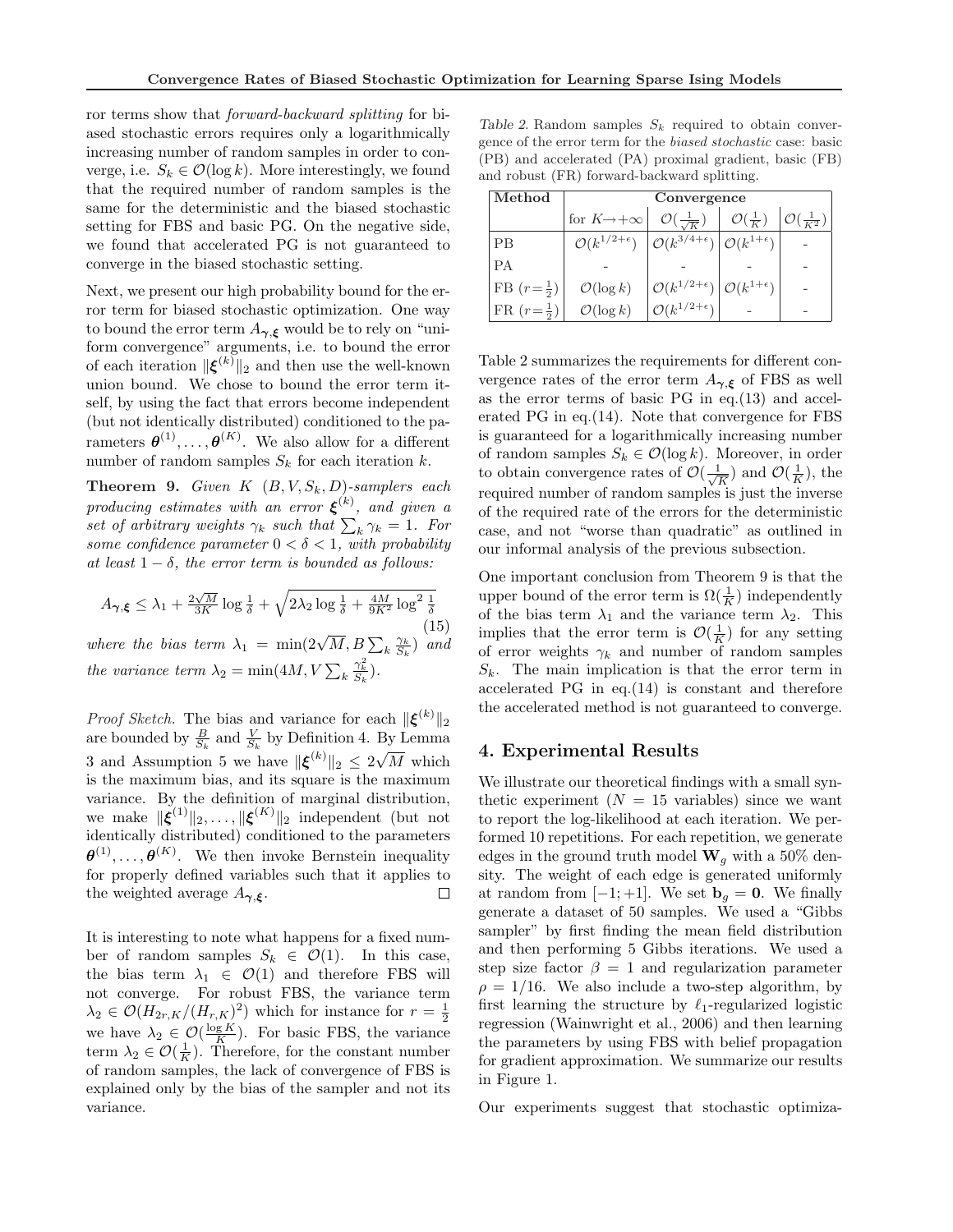ror terms show that *forward-backward splitting* for biased stochastic errors requires only a logarithmically increasing number of random samples in order to converge, i.e. $S_k \in \mathcal{O}(\log k)$. More interestingly, we found that the required number of random samples is the same for the deterministic and the biased stochastic setting for FBS and basic PG. On the negative side, we found that accelerated PG is not guaranteed to converge in the biased stochastic setting.

Next, we present our high probability bound for the error term for biased stochastic optimization. One way to bound the error term $A_{\boldsymbol{\gamma},\boldsymbol{\xi}}$ would be to rely on "uniform convergence" arguments, i.e. to bound the error of each iteration $\|\boldsymbol{\xi}^{(k)}\|_2$ and then use the well-known union bound. We chose to bound the error term itself, by using the fact that errors become independent (but not identically distributed) conditioned to the parameters $\boldsymbol{\theta}^{(1)}, \dots, \boldsymbol{\theta}^{(K)}$. We also allow for a different number of random samples $S_k$ for each iteration $k$.

**Theorem 9.** *Given $K$ $(B, V, S_k, D)$-samplers each producing estimates with an error $\boldsymbol{\xi}^{(k)}$, and given a set of arbitrary weights $\gamma_k$ such that $\sum_k \gamma_k = 1$. For some confidence parameter $0 < \delta < 1$, with probability at least $1 - \delta$, the error term is bounded as follows:*

$$A_{\boldsymbol{\gamma},\boldsymbol{\xi}} \leq \lambda_1 + \frac{2\sqrt{M}}{3K} \log \frac{1}{\delta} + \sqrt{2\lambda_2 \log \frac{1}{\delta} + \frac{4M}{9K^2} \log^2 \frac{1}{\delta}} \tag{15}$$

*where the bias term $\lambda_1 = \min(2\sqrt{M}, B \sum_k \frac{\gamma_k}{S_k})$ and the variance term $\lambda_2 = \min(4M, V \sum_k \frac{\gamma_k^2}{S_k})$.*

*Proof Sketch.* The bias and variance for each $\|\boldsymbol{\xi}^{(k)}\|_2$ are bounded by $\frac{B}{S_k}$ and $\frac{V}{S_k}$ by Definition 4. By Lemma 3 and Assumption 5 we have $\|\boldsymbol{\xi}^{(k)}\|_2 \leq 2\sqrt{M}$ which is the maximum bias, and its square is the maximum variance. By the definition of marginal distribution, we make $\|\boldsymbol{\xi}^{(1)}\|_2, \dots, \|\boldsymbol{\xi}^{(K)}\|_2$ independent (but not identically distributed) conditioned to the parameters $\boldsymbol{\theta}^{(1)}, \dots, \boldsymbol{\theta}^{(K)}$. We then invoke Bernstein inequality for properly defined variables such that it applies to the weighted average $A_{\boldsymbol{\gamma},\boldsymbol{\xi}}$. □

It is interesting to note what happens for a fixed number of random samples $S_k \in \mathcal{O}(1)$. In this case, the bias term $\lambda_1 \in \mathcal{O}(1)$ and therefore FBS will not converge. For robust FBS, the variance term $\lambda_2 \in \mathcal{O}(H_{2r,K}/(H_{r,K})^2)$ which for instance for $r = \frac{1}{2}$ we have $\lambda_2 \in \mathcal{O}(\frac{\log K}{K})$. For basic FBS, the variance term $\lambda_2 \in \mathcal{O}(\frac{1}{K})$. Therefore, for the constant number of random samples, the lack of convergence of FBS is explained only by the bias of the sampler and not its variance.

*Table 2.* Random samples $S_k$ required to obtain convergence of the error term for the *biased stochastic* case: basic (PB) and accelerated (PA) proximal gradient, basic (FB) and robust (FR) forward-backward splitting.

| Method | Convergence | | | |
|---|---|---|---|---|
| | for $K \to +\infty$ | $\mathcal{O}(\frac{1}{\sqrt{K}})$ | $\mathcal{O}(\frac{1}{K})$ | $\mathcal{O}(\frac{1}{K^2})$ |
| PB | $\mathcal{O}(k^{1/2+\epsilon})$ | $\mathcal{O}(k^{3/4+\epsilon})$ | $\mathcal{O}(k^{1+\epsilon})$ | - |
| PA | - | - | - | - |
| FB ($r = \frac{1}{2}$) | $\mathcal{O}(\log k)$ | $\mathcal{O}(k^{1/2+\epsilon})$ | $\mathcal{O}(k^{1+\epsilon})$ | - |
| FR ($r = \frac{1}{2}$) | $\mathcal{O}(\log k)$ | $\mathcal{O}(k^{1/2+\epsilon})$ | - | - |

Table 2 summarizes the requirements for different convergence rates of the error term $A_{\boldsymbol{\gamma},\boldsymbol{\xi}}$ of FBS as well as the error terms of basic PG in eq.(13) and accelerated PG in eq.(14). Note that convergence for FBS is guaranteed for a logarithmically increasing number of random samples $S_k \in \mathcal{O}(\log k)$. Moreover, in order to obtain convergence rates of $\mathcal{O}(\frac{1}{\sqrt{K}})$ and $\mathcal{O}(\frac{1}{K})$, the required number of random samples is just the inverse of the required rate of the errors for the deterministic case, and not "worse than quadratic" as outlined in our informal analysis of the previous subsection.

One important conclusion from Theorem 9 is that the upper bound of the error term is $\Omega(\frac{1}{K})$ independently of the bias term $\lambda_1$ and the variance term $\lambda_2$. This implies that the error term is $\mathcal{O}(\frac{1}{K})$ for any setting of error weights $\gamma_k$ and number of random samples $S_k$. The main implication is that the error term in accelerated PG in eq.(14) is constant and therefore the accelerated method is not guaranteed to converge.

## 4. Experimental Results

We illustrate our theoretical findings with a small synthetic experiment ($N = 15$ variables) since we want to report the log-likelihood at each iteration. We performed 10 repetitions. For each repetition, we generate edges in the ground truth model $\mathbf{W}_g$ with a 50% density. The weight of each edge is generated uniformly at random from $[-1; +1]$. We set $\mathbf{b}_g = \mathbf{0}$. We finally generate a dataset of 50 samples. We used a "Gibbs sampler" by first finding the mean field distribution and then performing 5 Gibbs iterations. We used a step size factor $\beta = 1$ and regularization parameter $\rho = 1/16$. We also include a two-step algorithm, by first learning the structure by $\ell_1$-regularized logistic regression (Wainwright et al., 2006) and then learning the parameters by using FBS with belief propagation for gradient approximation. We summarize our results in Figure 1.

Our experiments suggest that stochastic optimiza-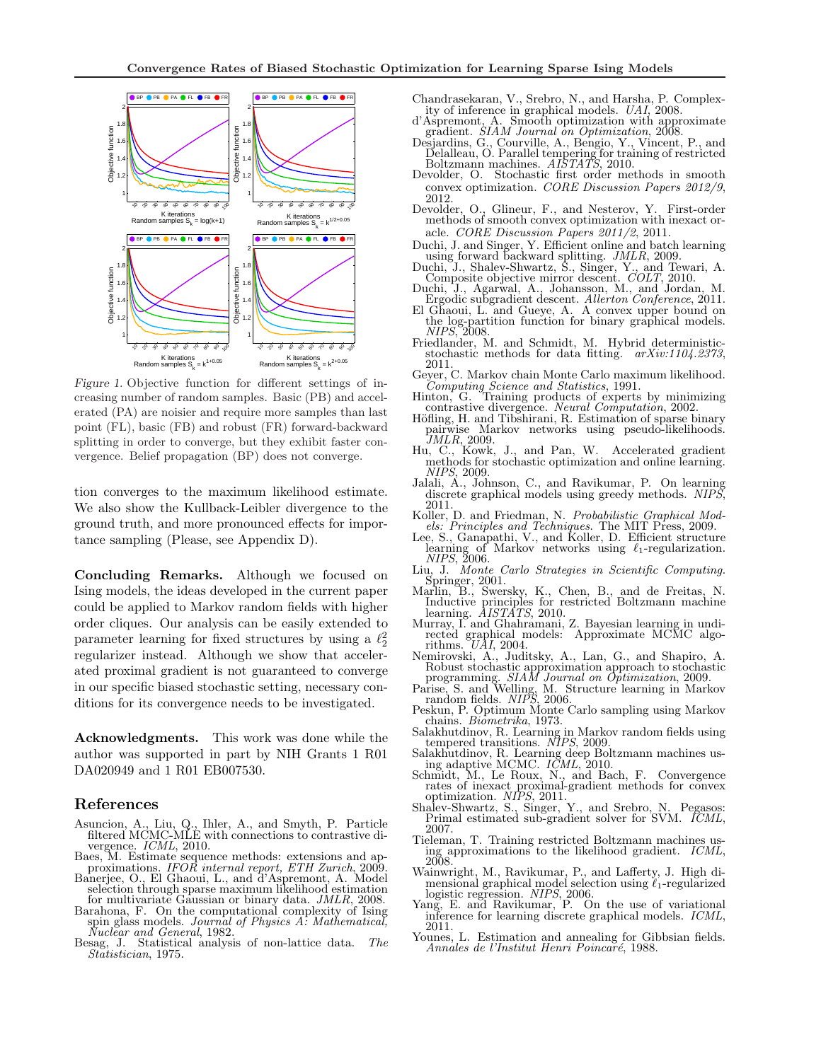BP PB PA FL FB FR

Objective function

K iterations

Random samples $S_k = \log(k+1)$

BP PB PA FL FB FR

Objective function

K iterations

Random samples $S_k = k^{1/2+0.05}$

BP PB PA FL FB FR

Objective function

K iterations

Random samples $S_k = k^{1+0.05}$

BP PB PA FL FB FR

Objective function

K iterations

Random samples $S_k = k^{2+0.05}$

*Figure 1.* Objective function for different settings of increasing number of random samples. Basic (PB) and accelerated (PA) are noisier and require more samples than last point (FL), basic (FB) and robust (FR) forward-backward splitting in order to converge, but they exhibit faster convergence. Belief propagation (BP) does not converge.

tion converges to the maximum likelihood estimate. We also show the Kullback-Leibler divergence to the ground truth, and more pronounced effects for importance sampling (Please, see Appendix D).

**Concluding Remarks.** Although we focused on Ising models, the ideas developed in the current paper could be applied to Markov random fields with higher order cliques. Our analysis can be easily extended to parameter learning for fixed structures by using a $\ell_2^2$ regularizer instead. Although we show that accelerated proximal gradient is not guaranteed to converge in our specific biased stochastic setting, necessary conditions for its convergence needs to be investigated.

**Acknowledgments.** This work was done while the author was supported in part by NIH Grants 1 R01 DA020949 and 1 R01 EB007530.

## References

Asuncion, A., Liu, Q., Ihler, A., and Smyth, P. Particle filtered MCMC-MLE with connections to contrastive divergence. *ICML*, 2010.

Baes, M. Estimate sequence methods: extensions and approximations. *IFOR internal report, ETH Zurich*, 2009.

Banerjee, O., El Ghaoui, L., and d'Aspremont, A. Model selection through sparse maximum likelihood estimation for multivariate Gaussian or binary data. *JMLR*, 2008.

Barahona, F. On the computational complexity of Ising spin glass models. *Journal of Physics A: Mathematical, Nuclear and General*, 1982.

Besag, J. Statistical analysis of non-lattice data. *The Statistician*, 1975.

Chandrasekaran, V., Srebro, N., and Harsha, P. Complexity of inference in graphical models. *UAI*, 2008.

d'Aspremont, A. Smooth optimization with approximate gradient. *SIAM Journal on Optimization*, 2008.

Desjardins, G., Courville, A., Bengio, Y., Vincent, P., and Delalleau, O. Parallel tempering for training of restricted Boltzmann machines. *AISTATS*, 2010.

Devolder, O. Stochastic first order methods in smooth convex optimization. *CORE Discussion Papers 2012/9*, 2012.

Devolder, O., Glineur, F., and Nesterov, Y. First-order methods of smooth convex optimization with inexact oracle. *CORE Discussion Papers 2011/2*, 2011.

Duchi, J. and Singer, Y. Efficient online and batch learning using forward backward splitting. *JMLR*, 2009.

Duchi, J., Shalev-Shwartz, S., Singer, Y., and Tewari, A. Composite objective mirror descent. *COLT*, 2010.

Duchi, J., Agarwal, A., Johansson, M., and Jordan, M. Ergodic subgradient descent. *Allerton Conference*, 2011.

El Ghaoui, L. and Gueye, A. A convex upper bound on the log-partition function for binary graphical models. *NIPS*, 2008.

Friedlander, M. and Schmidt, M. Hybrid deterministic-stochastic methods for data fitting. *arXiv:1104.2373*, 2011.

Geyer, C. Markov chain Monte Carlo maximum likelihood. *Computing Science and Statistics*, 1991.

Hinton, G. Training products of experts by minimizing contrastive divergence. *Neural Computation*, 2002.

Höfling, H. and Tibshirani, R. Estimation of sparse binary pairwise Markov networks using pseudo-likelihoods. *JMLR*, 2009.

Hu, C., Kowk, J., and Pan, W. Accelerated gradient methods for stochastic optimization and online learning. *NIPS*, 2009.

Jalali, A., Johnson, C., and Ravikumar, P. On learning discrete graphical models using greedy methods. *NIPS*, 2011.

Koller, D. and Friedman, N. *Probabilistic Graphical Models: Principles and Techniques*. The MIT Press, 2009.

Lee, S., Ganapathi, V., and Koller, D. Efficient structure learning of Markov networks using $\ell_1$-regularization. *NIPS*, 2006.

Liu, J. *Monte Carlo Strategies in Scientific Computing*. Springer, 2001.

Marlin, B., Swersky, K., Chen, B., and de Freitas, N. Inductive principles for restricted Boltzmann machine learning. *AISTATS*, 2010.

Murray, I. and Ghahramani, Z. Bayesian learning in undirected graphical models: Approximate MCMC algorithms. *UAI*, 2004.

Nemirovski, A., Juditsky, A., Lan, G., and Shapiro, A. Robust stochastic approximation approach to stochastic programming. *SIAM Journal on Optimization*, 2009.

Parise, S. and Welling, M. Structure learning in Markov random fields. *NIPS*, 2006.

Peskun, P. Optimum Monte Carlo sampling using Markov chains. *Biometrika*, 1973.

Salakhutdinov, R. Learning in Markov random fields using tempered transitions. *NIPS*, 2009.

Salakhutdinov, R. Learning deep Boltzmann machines using adaptive MCMC. *ICML*, 2010.

Schmidt, M., Le Roux, N., and Bach, F. Convergence rates of inexact proximal-gradient methods for convex optimization. *NIPS*, 2011.

Shalev-Shwartz, S., Singer, Y., and Srebro, N. Pegasos: Primal estimated sub-gradient solver for SVM. *ICML*, 2007.

Tieleman, T. Training restricted Boltzmann machines using approximations to the likelihood gradient. *ICML*, 2008.

Wainwright, M., Ravikumar, P., and Lafferty, J. High dimensional graphical model selection using $\ell_1$-regularized logistic regression. *NIPS*, 2006.

Yang, E. and Ravikumar, P. On the use of variational inference for learning discrete graphical models. *ICML*, 2011.

Younes, L. Estimation and annealing for Gibbsian fields. *Annales de l'Institut Henri Poincaré*, 1988.